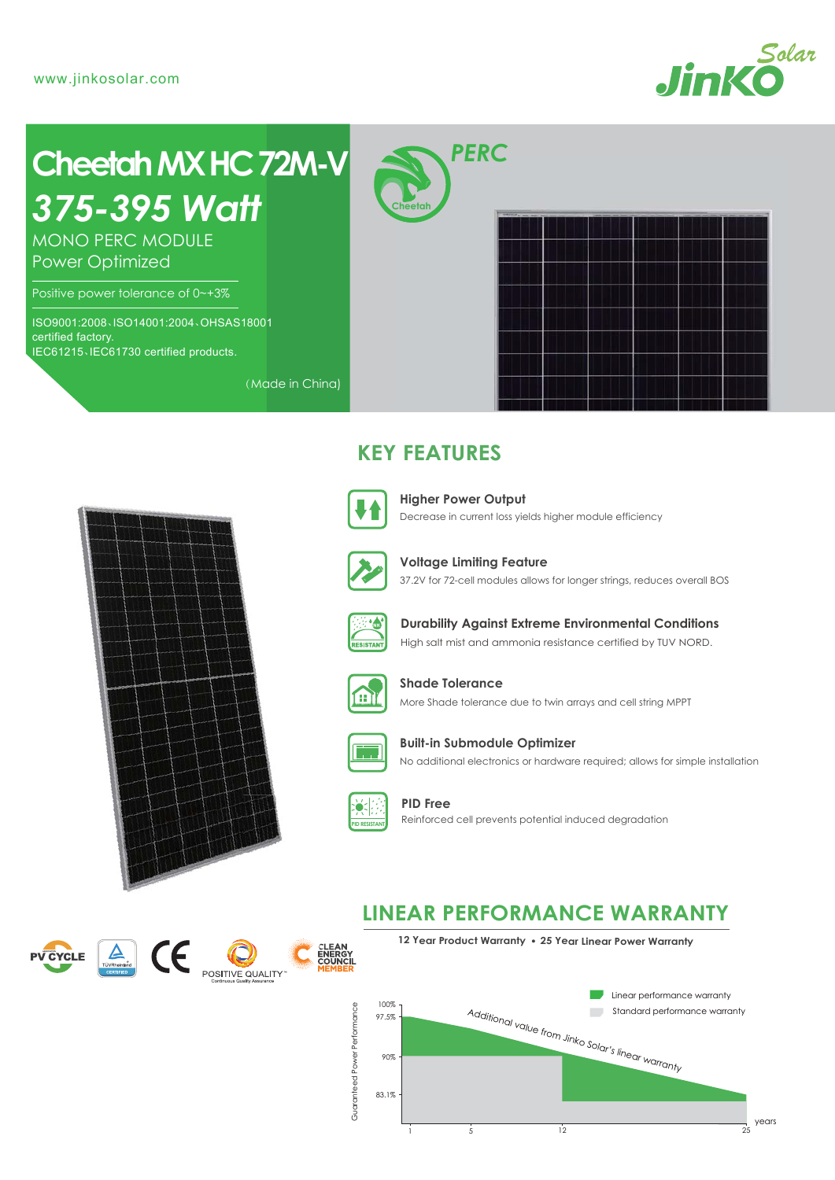www.jinkosolar.com

# Cheetah MX HC 72M-V

## *375-395 Watt*

MONO PERC MODULE
Power Optimized

Positive power tolerance of 0~+3%

ISO9001:2008、ISO14001:2004、OHSAS18001 certified factory.
IEC61215、IEC61730 certified products.

(Made in China)

PERC

## KEY FEATURES

**Higher Power Output**
Decrease in current loss yields higher module efficiency

**Voltage Limiting Feature**
37.2V for 72-cell modules allows for longer strings, reduces overall BOS

**Durability Against Extreme Environmental Conditions**
High salt mist and ammonia resistance certified by TUV NORD.

**Shade Tolerance**
More Shade tolerance due to twin arrays and cell string MPPT

**Built-in Submodule Optimizer**
No additional electronics or hardware required; allows for simple installation

**PID Free**
Reinforced cell prevents potential induced degradation

## LINEAR PERFORMANCE WARRANTY

**12 Year Product Warranty • 25 Year Linear Power Warranty**

Linear performance warranty
Standard performance warranty

Additional value from Jinko Solar's linear warranty

Guaranteed Power Performance: 100%, 97.5%, 90%, 83.1%

years: 1, 5, 12, 25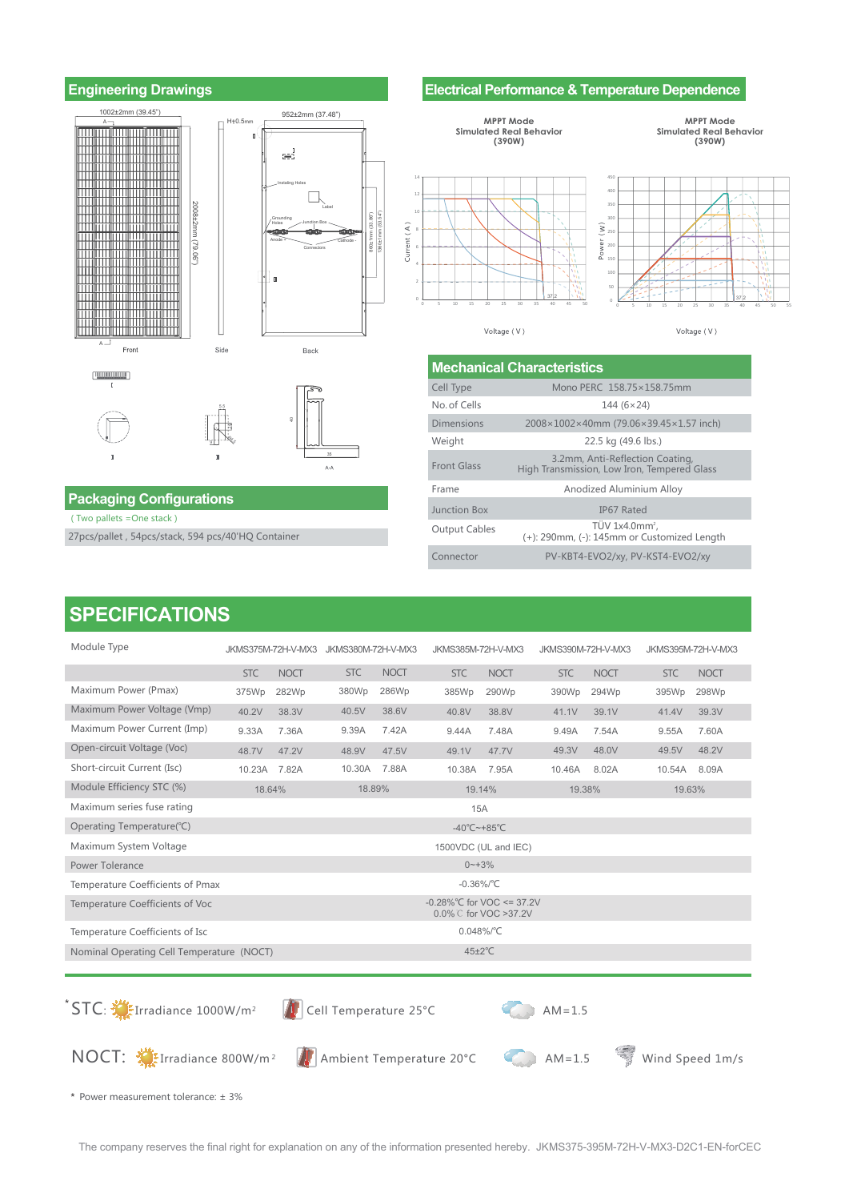## Engineering Drawings

1002±2mm (39.45")

H±0.5mm

952±2mm (37.48")

2008±2mm (79.06")

Installing Holes

Label

Grounding Holes

Junction Box

Anode +

Cathode -

Connectors

Front

Side

Back

A-A

## Electrical Performance & Temperature Dependence

MPPT Mode
Simulated Real Behavior
(390W)

Current ( A )

Voltage ( V )

MPPT Mode
Simulated Real Behavior
(390W)

Power ( W )

Voltage ( V )

## Packaging Configurations

( Two pallets =One stack )

27pcs/pallet , 54pcs/stack, 594 pcs/40'HQ Container

## Mechanical Characteristics

| | |
|---|---|
| Cell Type | Mono PERC 158.75×158.75mm |
| No.of Cells | 144 (6×24) |
| Dimensions | 2008×1002×40mm (79.06×39.45×1.57 inch) |
| Weight | 22.5 kg (49.6 lbs.) |
| Front Glass | 3.2mm, Anti-Reflection Coating, High Transmission, Low Iron, Tempered Glass |
| Frame | Anodized Aluminium Alloy |
| Junction Box | IP67 Rated |
| Output Cables | TÜV 1x4.0mm², (+): 290mm, (-): 145mm or Customized Length |
| Connector | PV-KBT4-EVO2/xy, PV-KST4-EVO2/xy |

# SPECIFICATIONS

| Module Type | JKMS375M-72H-V-MX3 | | JKMS380M-72H-V-MX3 | | JKMS385M-72H-V-MX3 | | JKMS390M-72H-V-MX3 | | JKMS395M-72H-V-MX3 | |
|---|---|---|---|---|---|---|---|---|---|---|
| | STC | NOCT | STC | NOCT | STC | NOCT | STC | NOCT | STC | NOCT |
| Maximum Power (Pmax) | 375Wp | 282Wp | 380Wp | 286Wp | 385Wp | 290Wp | 390Wp | 294Wp | 395Wp | 298Wp |
| Maximum Power Voltage (Vmp) | 40.2V | 38.3V | 40.5V | 38.6V | 40.8V | 38.8V | 41.1V | 39.1V | 41.4V | 39.3V |
| Maximum Power Current (Imp) | 9.33A | 7.36A | 9.39A | 7.42A | 9.44A | 7.48A | 9.49A | 7.54A | 9.55A | 7.60A |
| Open-circuit Voltage (Voc) | 48.7V | 47.2V | 48.9V | 47.5V | 49.1V | 47.7V | 49.3V | 48.0V | 49.5V | 48.2V |
| Short-circuit Current (Isc) | 10.23A | 7.82A | 10.30A | 7.88A | 10.38A | 7.95A | 10.46A | 8.02A | 10.54A | 8.09A |
| Module Efficiency STC (%) | 18.64% | | 18.89% | | 19.14% | | 19.38% | | 19.63% | |
| Maximum series fuse rating | 15A | | | | | | | | | |
| Operating Temperature(℃) | -40℃~+85℃ | | | | | | | | | |
| Maximum System Voltage | 1500VDC (UL and IEC) | | | | | | | | | |
| Power Tolerance | 0~+3% | | | | | | | | | |
| Temperature Coefficients of Pmax | -0.36%/℃ | | | | | | | | | |
| Temperature Coefficients of Voc | -0.28%℃ for VOC <= 37.2V; 0.0% ℃ for VOC >37.2V | | | | | | | | | |
| Temperature Coefficients of Isc | 0.048%/℃ | | | | | | | | | |
| Nominal Operating Cell Temperature (NOCT) | 45±2℃ | | | | | | | | | |

*STC: Irradiance 1000W/m² Cell Temperature 25°C AM=1.5

NOCT: Irradiance 800W/m² Ambient Temperature 20°C AM=1.5 Wind Speed 1m/s

\* Power measurement tolerance: ± 3%

The company reserves the final right for explanation on any of the information presented hereby. JKMS375-395M-72H-V-MX3-D2C1-EN-forCEC